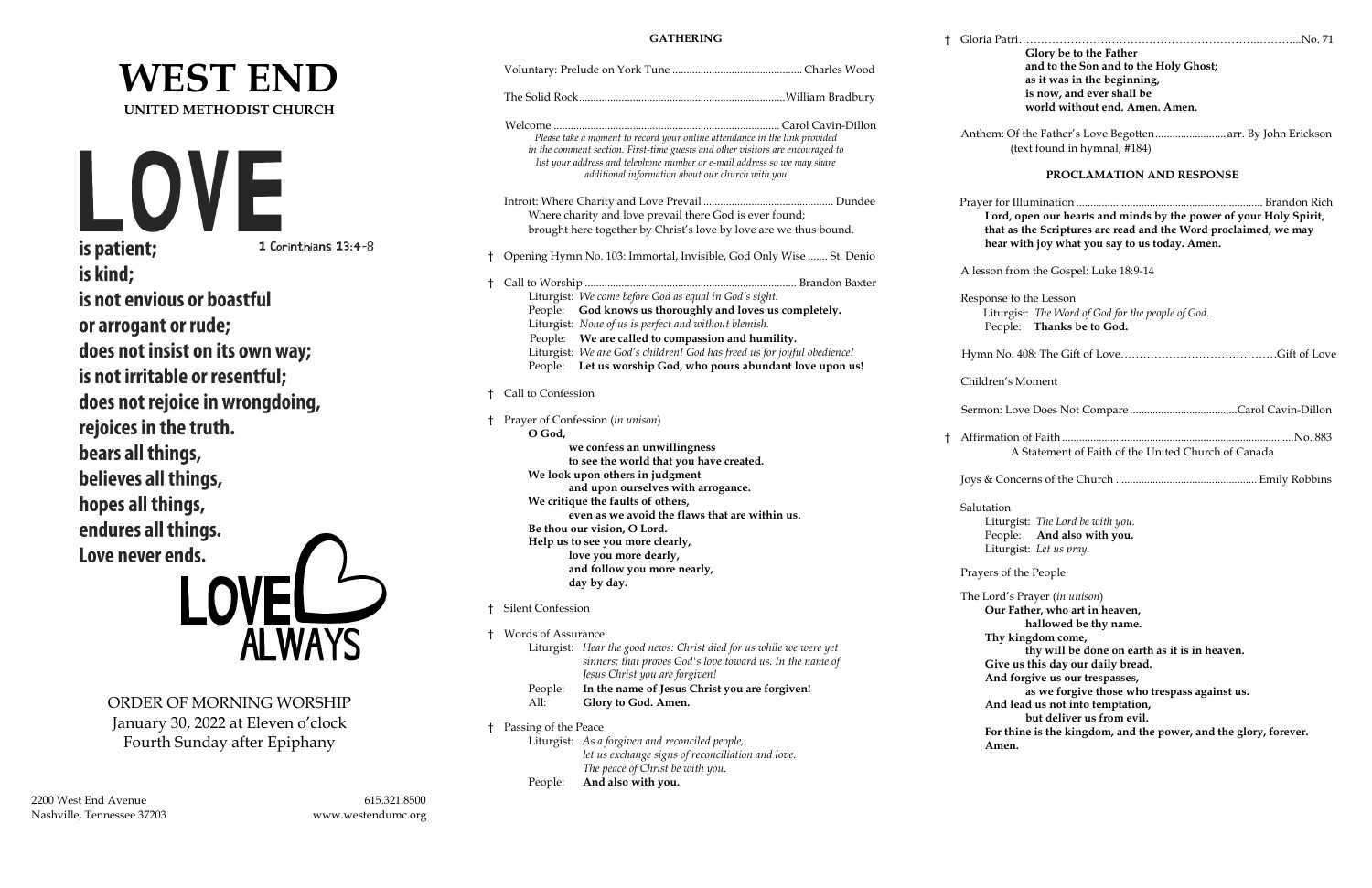# WEST END

## UNITED METHODIST CHURCH

LOVE

is patient; 1 Corinthians 13:4-8

is kind;

is not envious or boastful

or arrogant or rude;

does not insist on its own way;

is not irritable or resentful;

does not rejoice in wrongdoing,

rejoices in the truth.

bears all things,

believes all things,

hopes all things,

endures all things.

Love never ends.

LOVE ALWAYS

ORDER OF MORNING WORSHIP
January 30, 2022 at Eleven o'clock
Fourth Sunday after Epiphany

2200 West End Avenue
Nashville, Tennessee 37203

615.321.8500
www.westendumc.org

## GATHERING

Voluntary: Prelude on York Tune ............................................. Charles Wood

The Solid Rock........................................................................William Bradbury

Welcome ................................................................................ Carol Cavin-Dillon

*Please take a moment to record your online attendance in the link provided in the comment section. First-time guests and other visitors are encouraged to list your address and telephone number or e-mail address so we may share additional information about our church with you.*

Introit: Where Charity and Love Prevail ............................................ Dundee

Where charity and love prevail there God is ever found;
brought here together by Christ's love by love are we thus bound.

† Opening Hymn No. 103: Immortal, Invisible, God Only Wise ....... St. Denio

† Call to Worship .......................................................................... Brandon Baxter

Liturgist: *We come before God as equal in God's sight.*
People: **God knows us thoroughly and loves us completely.**
Liturgist: *None of us is perfect and without blemish.*
People: **We are called to compassion and humility.**
Liturgist: *We are God's children! God has freed us for joyful obedience!*
People: **Let us worship God, who pours abundant love upon us!**

† Call to Confession

† Prayer of Confession (*in unison*)

**O God,**
**we confess an unwillingness**
**to see the world that you have created.**
**We look upon others in judgment**
**and upon ourselves with arrogance.**
**We critique the faults of others,**
**even as we avoid the flaws that are within us.**
**Be thou our vision, O Lord.**
**Help us to see you more clearly,**
**love you more dearly,**
**and follow you more nearly,**
**day by day.**

† Silent Confession

† Words of Assurance

Liturgist: *Hear the good news: Christ died for us while we were yet sinners; that proves God's love toward us. In the name of Jesus Christ you are forgiven!*
People: **In the name of Jesus Christ you are forgiven!**
All: **Glory to God. Amen.**

† Passing of the Peace

Liturgist: *As a forgiven and reconciled people, let us exchange signs of reconciliation and love. The peace of Christ be with you.*
People: **And also with you.**

† Gloria Patri...................................................................................No. 71

**Glory be to the Father**
**and to the Son and to the Holy Ghost;**
**as it was in the beginning,**
**is now, and ever shall be**
**world without end. Amen. Amen.**

Anthem: Of the Father's Love Begotten......................... arr. By John Erickson
(text found in hymnal, #184)

## PROCLAMATION AND RESPONSE

Prayer for Illumination ................................................................. Brandon Rich

**Lord, open our hearts and minds by the power of your Holy Spirit, that as the Scriptures are read and the Word proclaimed, we may hear with joy what you say to us today. Amen.**

A lesson from the Gospel: Luke 18:9-14

Response to the Lesson

Liturgist: *The Word of God for the people of God.*
People: **Thanks be to God.**

Hymn No. 408: The Gift of Love…………………………………….Gift of Love

Children's Moment

Sermon: Love Does Not Compare ......................................Carol Cavin-Dillon

† Affirmation of Faith ....................................................................................No. 883

A Statement of Faith of the United Church of Canada

Joys & Concerns of the Church .................................................. Emily Robbins

Salutation

Liturgist: *The Lord be with you.*
People: **And also with you.**
Liturgist: *Let us pray.*

Prayers of the People

The Lord's Prayer (*in unison*)

**Our Father, who art in heaven,**
**hallowed be thy name.**
**Thy kingdom come,**
**thy will be done on earth as it is in heaven.**
**Give us this day our daily bread.**
**And forgive us our trespasses,**
**as we forgive those who trespass against us.**
**And lead us not into temptation,**
**but deliver us from evil.**
**For thine is the kingdom, and the power, and the glory, forever.**
**Amen.**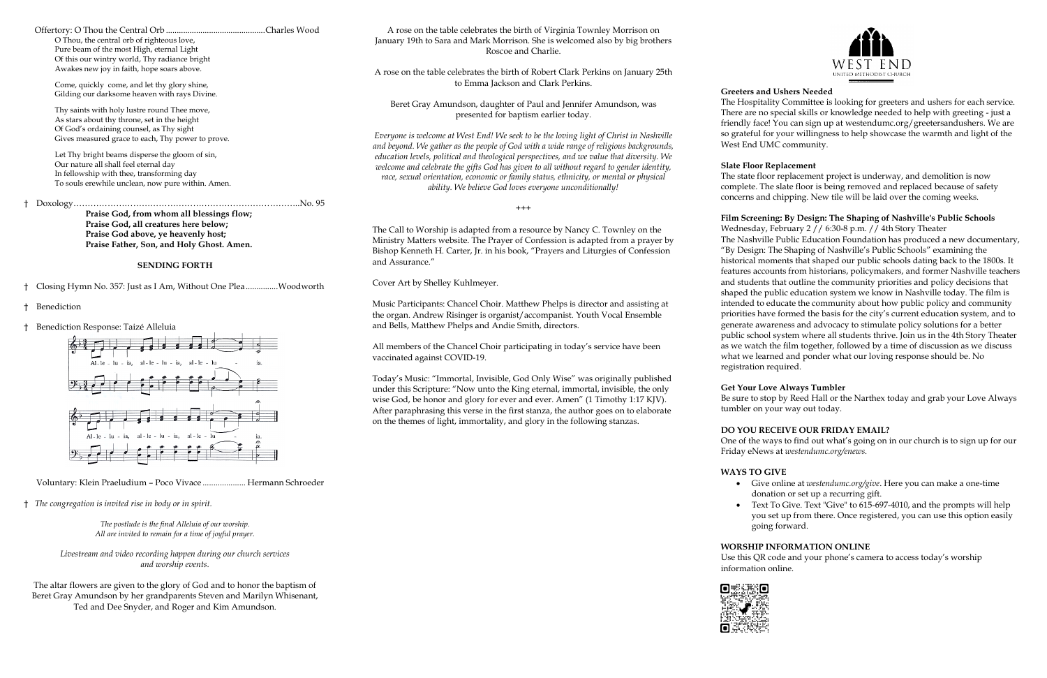Offertory: O Thou the Central Orb ............................................Charles Wood

O Thou, the central orb of righteous love,
Pure beam of the most High, eternal Light
Of this our wintry world, Thy radiance bright
Awakes new joy in faith, hope soars above.

Come, quickly come, and let thy glory shine,
Gilding our darksome heaven with rays Divine.

Thy saints with holy lustre round Thee move,
As stars about thy throne, set in the height
Of God's ordaining counsel, as Thy sight
Gives measured grace to each, Thy power to prove.

Let Thy bright beams disperse the gloom of sin,
Our nature all shall feel eternal day
In fellowship with thee, transforming day
To souls erewhile unclean, now pure within. Amen.

† Doxology……………………………………………………………………..No. 95

**Praise God, from whom all blessings flow;**
**Praise God, all creatures here below;**
**Praise God above, ye heavenly host;**
**Praise Father, Son, and Holy Ghost. Amen.**

## SENDING FORTH

† Closing Hymn No. 357: Just as I Am, Without One Plea ...............Woodworth

† Benediction

† Benediction Response: Taizé Alleluia

Al - le - lu - ia, al - le - lu - ia, al - le - lu - ia.

Al - le - lu - ia, al - le - lu - ia, al - le - lu - ia.

Voluntary: Klein Praeludium – Poco Vivace .................... Hermann Schroeder

† *The congregation is invited rise in body or in spirit.*

*The postlude is the final Alleluia of our worship.*
*All are invited to remain for a time of joyful prayer.*

*Livestream and video recording happen during our church services and worship events.*

The altar flowers are given to the glory of God and to honor the baptism of Beret Gray Amundson by her grandparents Steven and Marilyn Whisenant, Ted and Dee Snyder, and Roger and Kim Amundson.

A rose on the table celebrates the birth of Virginia Townley Morrison on January 19th to Sara and Mark Morrison. She is welcomed also by big brothers Roscoe and Charlie.

A rose on the table celebrates the birth of Robert Clark Perkins on January 25th to Emma Jackson and Clark Perkins.

Beret Gray Amundson, daughter of Paul and Jennifer Amundson, was presented for baptism earlier today.

*Everyone is welcome at West End! We seek to be the loving light of Christ in Nashville and beyond. We gather as the people of God with a wide range of religious backgrounds, education levels, political and theological perspectives, and we value that diversity. We welcome and celebrate the gifts God has given to all without regard to gender identity, race, sexual orientation, economic or family status, ethnicity, or mental or physical ability. We believe God loves everyone unconditionally!*

+++

The Call to Worship is adapted from a resource by Nancy C. Townley on the Ministry Matters website. The Prayer of Confession is adapted from a prayer by Bishop Kenneth H. Carter, Jr. in his book, "Prayers and Liturgies of Confession and Assurance."

Cover Art by Shelley Kuhlmeyer.

Music Participants: Chancel Choir. Matthew Phelps is director and assisting at the organ. Andrew Risinger is organist/accompanist. Youth Vocal Ensemble and Bells, Matthew Phelps and Andie Smith, directors.

All members of the Chancel Choir participating in today's service have been vaccinated against COVID-19.

Today's Music: "Immortal, Invisible, God Only Wise" was originally published under this Scripture: "Now unto the King eternal, immortal, invisible, the only wise God, be honor and glory for ever and ever. Amen" (1 Timothy 1:17 KJV). After paraphrasing this verse in the first stanza, the author goes on to elaborate on the themes of light, immortality, and glory in the following stanzas.

WEST END
UNITED METHODIST CHURCH

### Greeters and Ushers Needed

The Hospitality Committee is looking for greeters and ushers for each service. There are no special skills or knowledge needed to help with greeting - just a friendly face! You can sign up at westendumc.org/greetersandushers. We are so grateful for your willingness to help showcase the warmth and light of the West End UMC community.

### Slate Floor Replacement

The state floor replacement project is underway, and demolition is now complete. The slate floor is being removed and replaced because of safety concerns and chipping. New tile will be laid over the coming weeks.

### Film Screening: By Design: The Shaping of Nashville's Public Schools

Wednesday, February 2 // 6:30-8 p.m. // 4th Story Theater

The Nashville Public Education Foundation has produced a new documentary, "By Design: The Shaping of Nashville's Public Schools" examining the historical moments that shaped our public schools dating back to the 1800s. It features accounts from historians, policymakers, and former Nashville teachers and students that outline the community priorities and policy decisions that shaped the public education system we know in Nashville today. The film is intended to educate the community about how public policy and community priorities have formed the basis for the city's current education system, and to generate awareness and advocacy to stimulate policy solutions for a better public school system where all students thrive. Join us in the 4th Story Theater as we watch the film together, followed by a time of discussion as we discuss what we learned and ponder what our loving response should be. No registration required.

### Get Your Love Always Tumbler

Be sure to stop by Reed Hall or the Narthex today and grab your Love Always tumbler on your way out today.

### DO YOU RECEIVE OUR FRIDAY EMAIL?

One of the ways to find out what's going on in our church is to sign up for our Friday eNews at *westendumc.org/enews*.

### WAYS TO GIVE

- Give online at *westendumc.org/give*. Here you can make a one-time donation or set up a recurring gift.
- Text To Give. Text "Give" to 615-697-4010, and the prompts will help you set up from there. Once registered, you can use this option easily going forward.

### WORSHIP INFORMATION ONLINE

Use this QR code and your phone's camera to access today's worship information online.